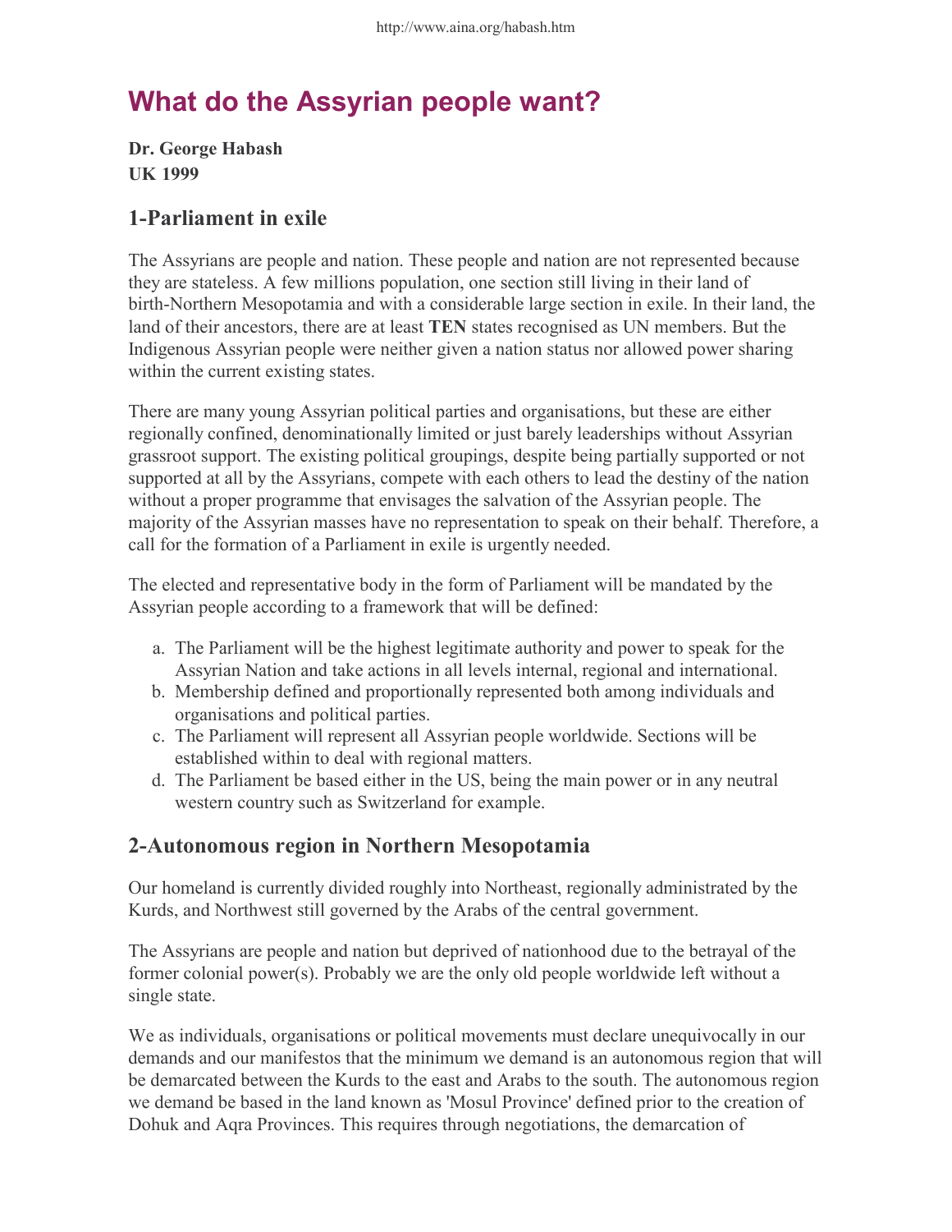# What do the Assyrian people want?

**Dr. George Habash**
**UK 1999**

## 1-Parliament in exile

The Assyrians are people and nation. These people and nation are not represented because they are stateless. A few millions population, one section still living in their land of birth-Northern Mesopotamia and with a considerable large section in exile. In their land, the land of their ancestors, there are at least **TEN** states recognised as UN members. But the Indigenous Assyrian people were neither given a nation status nor allowed power sharing within the current existing states.

There are many young Assyrian political parties and organisations, but these are either regionally confined, denominationally limited or just barely leaderships without Assyrian grassroot support. The existing political groupings, despite being partially supported or not supported at all by the Assyrians, compete with each others to lead the destiny of the nation without a proper programme that envisages the salvation of the Assyrian people. The majority of the Assyrian masses have no representation to speak on their behalf. Therefore, a call for the formation of a Parliament in exile is urgently needed.

The elected and representative body in the form of Parliament will be mandated by the Assyrian people according to a framework that will be defined:

a. The Parliament will be the highest legitimate authority and power to speak for the Assyrian Nation and take actions in all levels internal, regional and international.
b. Membership defined and proportionally represented both among individuals and organisations and political parties.
c. The Parliament will represent all Assyrian people worldwide. Sections will be established within to deal with regional matters.
d. The Parliament be based either in the US, being the main power or in any neutral western country such as Switzerland for example.

## 2-Autonomous region in Northern Mesopotamia

Our homeland is currently divided roughly into Northeast, regionally administrated by the Kurds, and Northwest still governed by the Arabs of the central government.

The Assyrians are people and nation but deprived of nationhood due to the betrayal of the former colonial power(s). Probably we are the only old people worldwide left without a single state.

We as individuals, organisations or political movements must declare unequivocally in our demands and our manifestos that the minimum we demand is an autonomous region that will be demarcated between the Kurds to the east and Arabs to the south. The autonomous region we demand be based in the land known as 'Mosul Province' defined prior to the creation of Dohuk and Aqra Provinces. This requires through negotiations, the demarcation of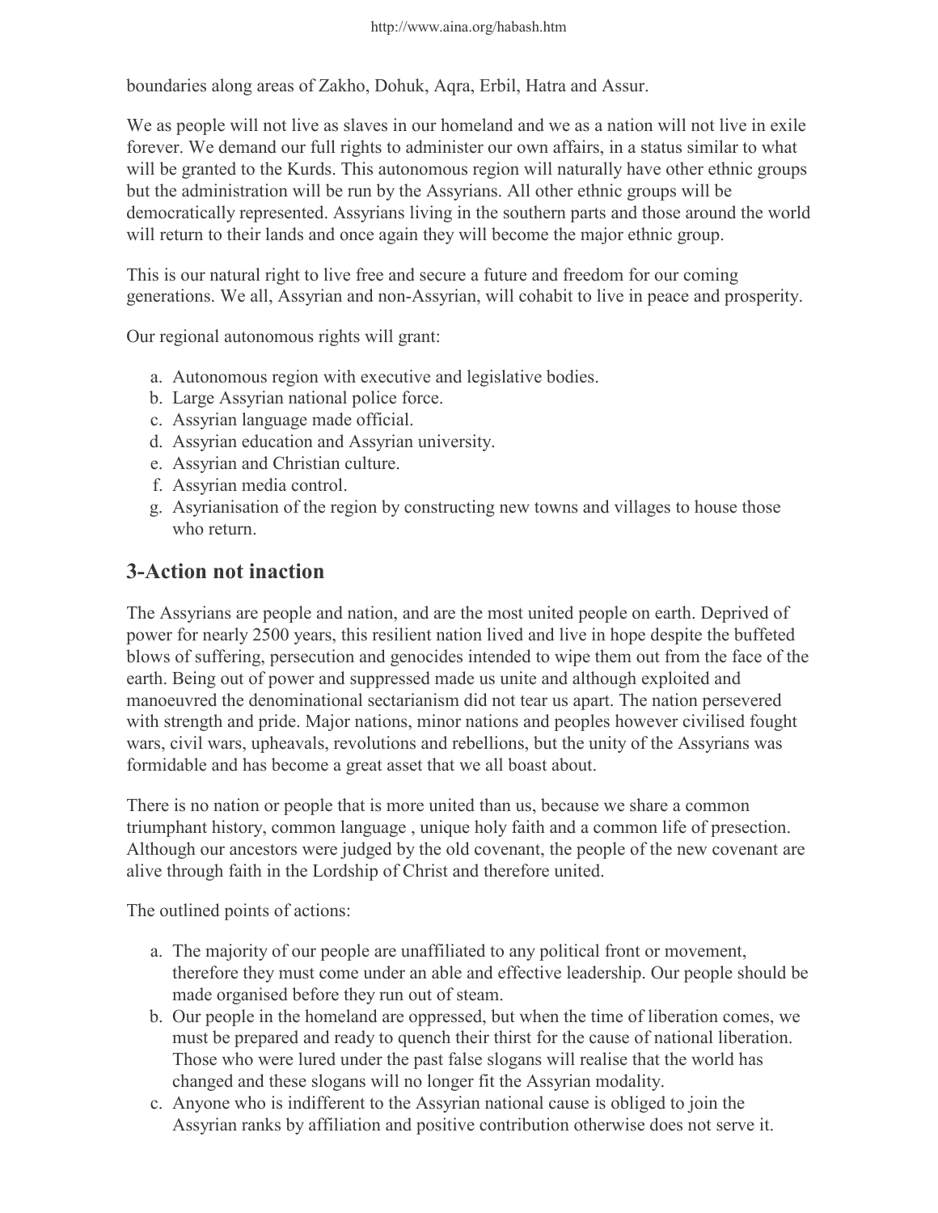boundaries along areas of Zakho, Dohuk, Aqra, Erbil, Hatra and Assur.

We as people will not live as slaves in our homeland and we as a nation will not live in exile forever. We demand our full rights to administer our own affairs, in a status similar to what will be granted to the Kurds. This autonomous region will naturally have other ethnic groups but the administration will be run by the Assyrians. All other ethnic groups will be democratically represented. Assyrians living in the southern parts and those around the world will return to their lands and once again they will become the major ethnic group.

This is our natural right to live free and secure a future and freedom for our coming generations. We all, Assyrian and non-Assyrian, will cohabit to live in peace and prosperity.

Our regional autonomous rights will grant:

a. Autonomous region with executive and legislative bodies.
b. Large Assyrian national police force.
c. Assyrian language made official.
d. Assyrian education and Assyrian university.
e. Assyrian and Christian culture.
f. Assyrian media control.
g. Asyrianisation of the region by constructing new towns and villages to house those who return.

## 3-Action not inaction

The Assyrians are people and nation, and are the most united people on earth. Deprived of power for nearly 2500 years, this resilient nation lived and live in hope despite the buffeted blows of suffering, persecution and genocides intended to wipe them out from the face of the earth. Being out of power and suppressed made us unite and although exploited and manoeuvred the denominational sectarianism did not tear us apart. The nation persevered with strength and pride. Major nations, minor nations and peoples however civilised fought wars, civil wars, upheavals, revolutions and rebellions, but the unity of the Assyrians was formidable and has become a great asset that we all boast about.

There is no nation or people that is more united than us, because we share a common triumphant history, common language , unique holy faith and a common life of presection. Although our ancestors were judged by the old covenant, the people of the new covenant are alive through faith in the Lordship of Christ and therefore united.

The outlined points of actions:

a. The majority of our people are unaffiliated to any political front or movement, therefore they must come under an able and effective leadership. Our people should be made organised before they run out of steam.
b. Our people in the homeland are oppressed, but when the time of liberation comes, we must be prepared and ready to quench their thirst for the cause of national liberation. Those who were lured under the past false slogans will realise that the world has changed and these slogans will no longer fit the Assyrian modality.
c. Anyone who is indifferent to the Assyrian national cause is obliged to join the Assyrian ranks by affiliation and positive contribution otherwise does not serve it.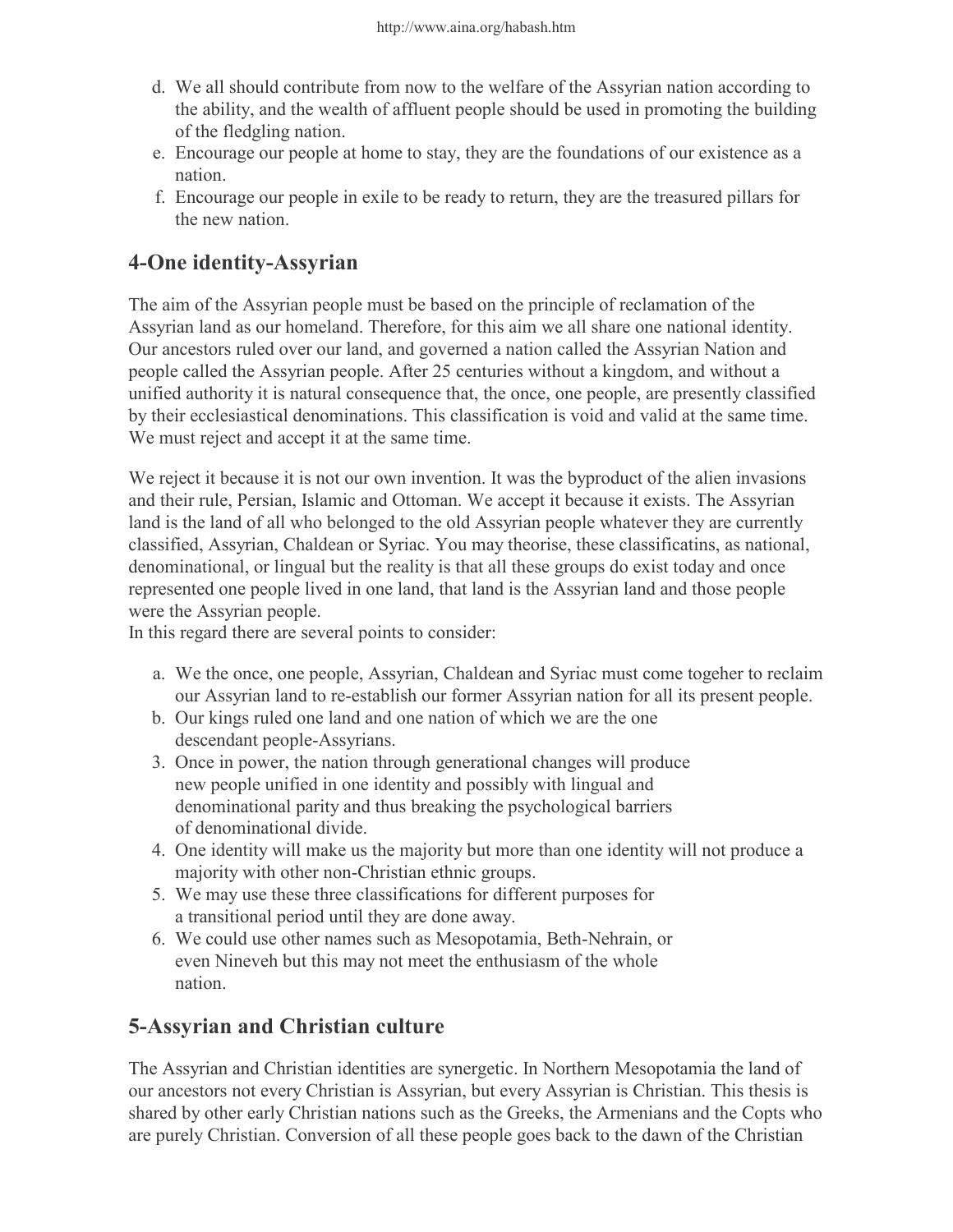d. We all should contribute from now to the welfare of the Assyrian nation according to the ability, and the wealth of affluent people should be used in promoting the building of the fledgling nation.
e. Encourage our people at home to stay, they are the foundations of our existence as a nation.
f. Encourage our people in exile to be ready to return, they are the treasured pillars for the new nation.

## 4-One identity-Assyrian

The aim of the Assyrian people must be based on the principle of reclamation of the Assyrian land as our homeland. Therefore, for this aim we all share one national identity. Our ancestors ruled over our land, and governed a nation called the Assyrian Nation and people called the Assyrian people. After 25 centuries without a kingdom, and without a unified authority it is natural consequence that, the once, one people, are presently classified by their ecclesiastical denominations. This classification is void and valid at the same time. We must reject and accept it at the same time.

We reject it because it is not our own invention. It was the byproduct of the alien invasions and their rule, Persian, Islamic and Ottoman. We accept it because it exists. The Assyrian land is the land of all who belonged to the old Assyrian people whatever they are currently classified, Assyrian, Chaldean or Syriac. You may theorise, these classificatins, as national, denominational, or lingual but the reality is that all these groups do exist today and once represented one people lived in one land, that land is the Assyrian land and those people were the Assyrian people.
In this regard there are several points to consider:

a. We the once, one people, Assyrian, Chaldean and Syriac must come togeher to reclaim our Assyrian land to re-establish our former Assyrian nation for all its present people.
b. Our kings ruled one land and one nation of which we are the one descendant people-Assyrians.
3. Once in power, the nation through generational changes will produce new people unified in one identity and possibly with lingual and denominational parity and thus breaking the psychological barriers of denominational divide.
4. One identity will make us the majority but more than one identity will not produce a majority with other non-Christian ethnic groups.
5. We may use these three classifications for different purposes for a transitional period until they are done away.
6. We could use other names such as Mesopotamia, Beth-Nehrain, or even Nineveh but this may not meet the enthusiasm of the whole nation.

## 5-Assyrian and Christian culture

The Assyrian and Christian identities are synergetic. In Northern Mesopotamia the land of our ancestors not every Christian is Assyrian, but every Assyrian is Christian. This thesis is shared by other early Christian nations such as the Greeks, the Armenians and the Copts who are purely Christian. Conversion of all these people goes back to the dawn of the Christian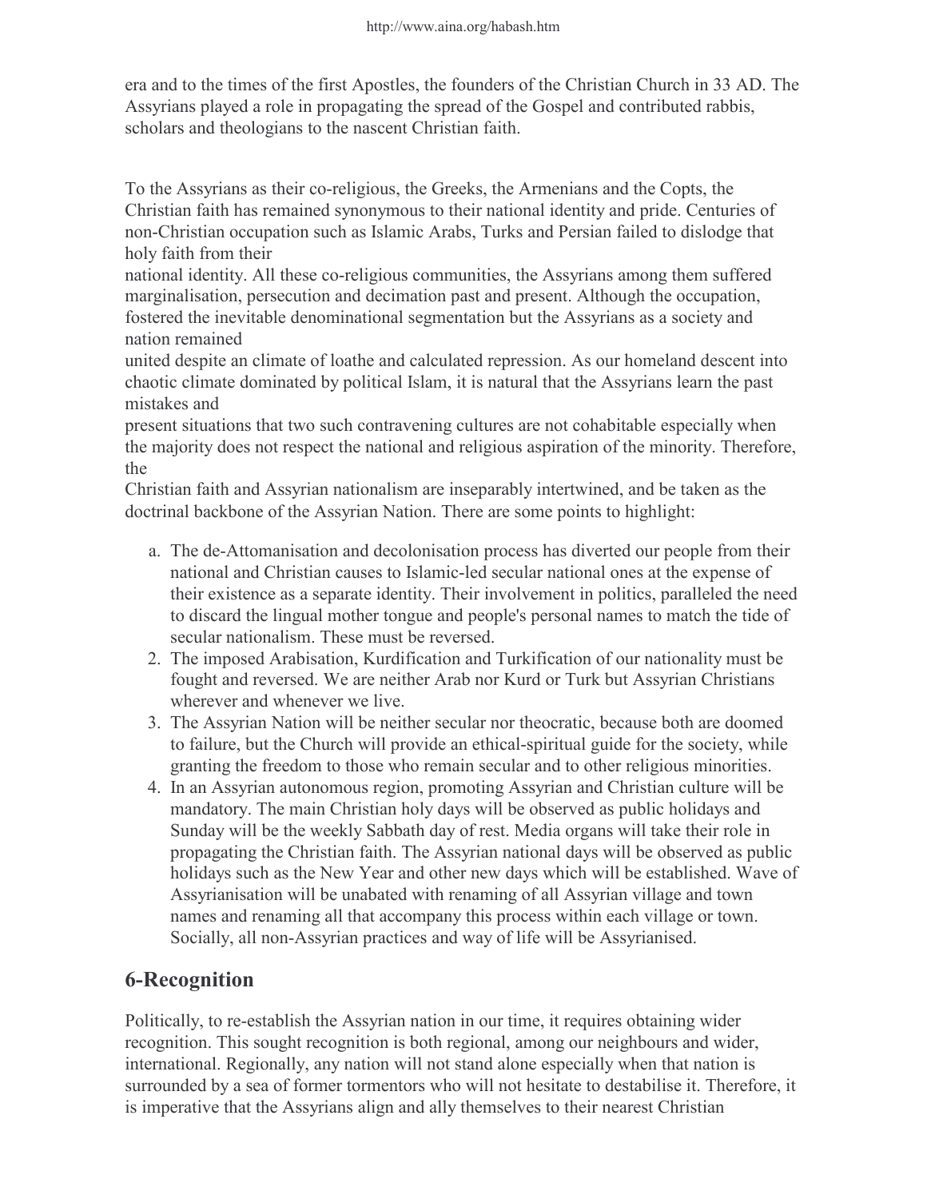era and to the times of the first Apostles, the founders of the Christian Church in 33 AD. The Assyrians played a role in propagating the spread of the Gospel and contributed rabbis, scholars and theologians to the nascent Christian faith.

To the Assyrians as their co-religious, the Greeks, the Armenians and the Copts, the Christian faith has remained synonymous to their national identity and pride. Centuries of non-Christian occupation such as Islamic Arabs, Turks and Persian failed to dislodge that holy faith from their national identity. All these co-religious communities, the Assyrians among them suffered marginalisation, persecution and decimation past and present. Although the occupation, fostered the inevitable denominational segmentation but the Assyrians as a society and nation remained united despite an climate of loathe and calculated repression. As our homeland descent into chaotic climate dominated by political Islam, it is natural that the Assyrians learn the past mistakes and present situations that two such contravening cultures are not cohabitable especially when the majority does not respect the national and religious aspiration of the minority. Therefore, the Christian faith and Assyrian nationalism are inseparably intertwined, and be taken as the doctrinal backbone of the Assyrian Nation. There are some points to highlight:

a. The de-Attomanisation and decolonisation process has diverted our people from their national and Christian causes to Islamic-led secular national ones at the expense of their existence as a separate identity. Their involvement in politics, paralleled the need to discard the lingual mother tongue and people's personal names to match the tide of secular nationalism. These must be reversed.
2. The imposed Arabisation, Kurdification and Turkification of our nationality must be fought and reversed. We are neither Arab nor Kurd or Turk but Assyrian Christians wherever and whenever we live.
3. The Assyrian Nation will be neither secular nor theocratic, because both are doomed to failure, but the Church will provide an ethical-spiritual guide for the society, while granting the freedom to those who remain secular and to other religious minorities.
4. In an Assyrian autonomous region, promoting Assyrian and Christian culture will be mandatory. The main Christian holy days will be observed as public holidays and Sunday will be the weekly Sabbath day of rest. Media organs will take their role in propagating the Christian faith. The Assyrian national days will be observed as public holidays such as the New Year and other new days which will be established. Wave of Assyrianisation will be unabated with renaming of all Assyrian village and town names and renaming all that accompany this process within each village or town. Socially, all non-Assyrian practices and way of life will be Assyrianised.

## 6-Recognition

Politically, to re-establish the Assyrian nation in our time, it requires obtaining wider recognition. This sought recognition is both regional, among our neighbours and wider, international. Regionally, any nation will not stand alone especially when that nation is surrounded by a sea of former tormentors who will not hesitate to destabilise it. Therefore, it is imperative that the Assyrians align and ally themselves to their nearest Christian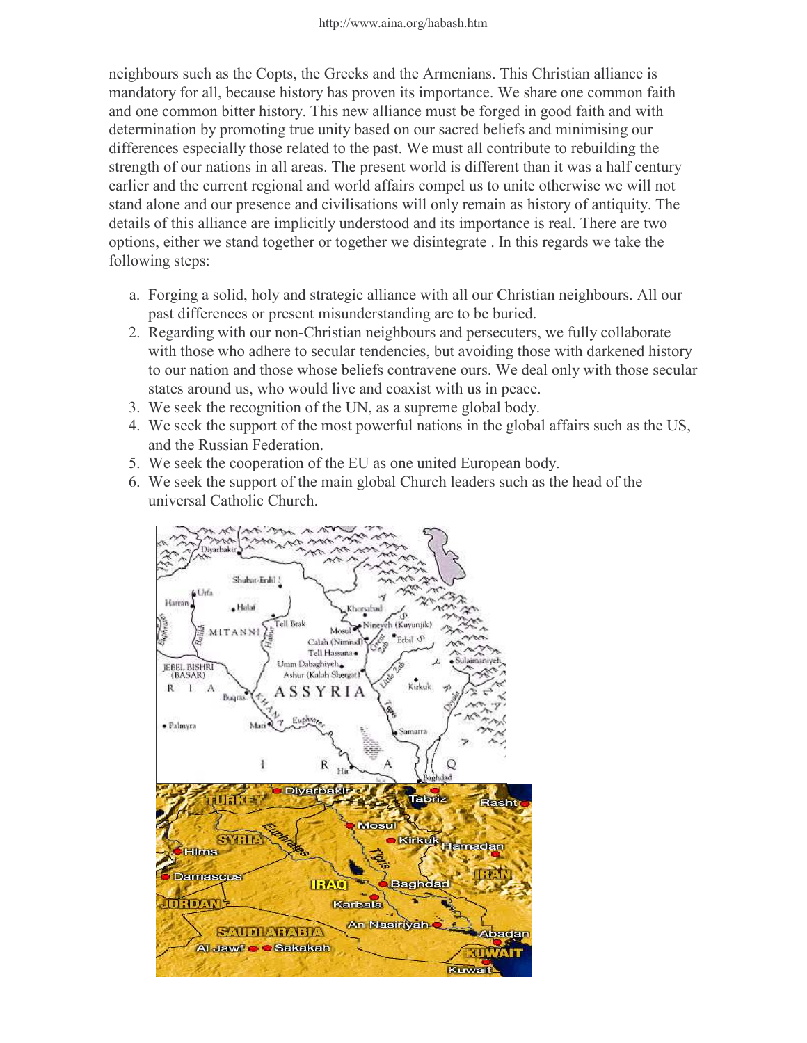neighbours such as the Copts, the Greeks and the Armenians. This Christian alliance is mandatory for all, because history has proven its importance. We share one common faith and one common bitter history. This new alliance must be forged in good faith and with determination by promoting true unity based on our sacred beliefs and minimising our differences especially those related to the past. We must all contribute to rebuilding the strength of our nations in all areas. The present world is different than it was a half century earlier and the current regional and world affairs compel us to unite otherwise we will not stand alone and our presence and civilisations will only remain as history of antiquity. The details of this alliance are implicitly understood and its importance is real. There are two options, either we stand together or together we disintegrate . In this regards we take the following steps:

a. Forging a solid, holy and strategic alliance with all our Christian neighbours. All our past differences or present misunderstanding are to be buried.
2. Regarding with our non-Christian neighbours and persecuters, we fully collaborate with those who adhere to secular tendencies, but avoiding those with darkened history to our nation and those whose beliefs contravene ours. We deal only with those secular states around us, who would live and coaxist with us in peace.
3. We seek the recognition of the UN, as a supreme global body.
4. We seek the support of the most powerful nations in the global affairs such as the US, and the Russian Federation.
5. We seek the cooperation of the EU as one united European body.
6. We seek the support of the main global Church leaders such as the head of the universal Catholic Church.